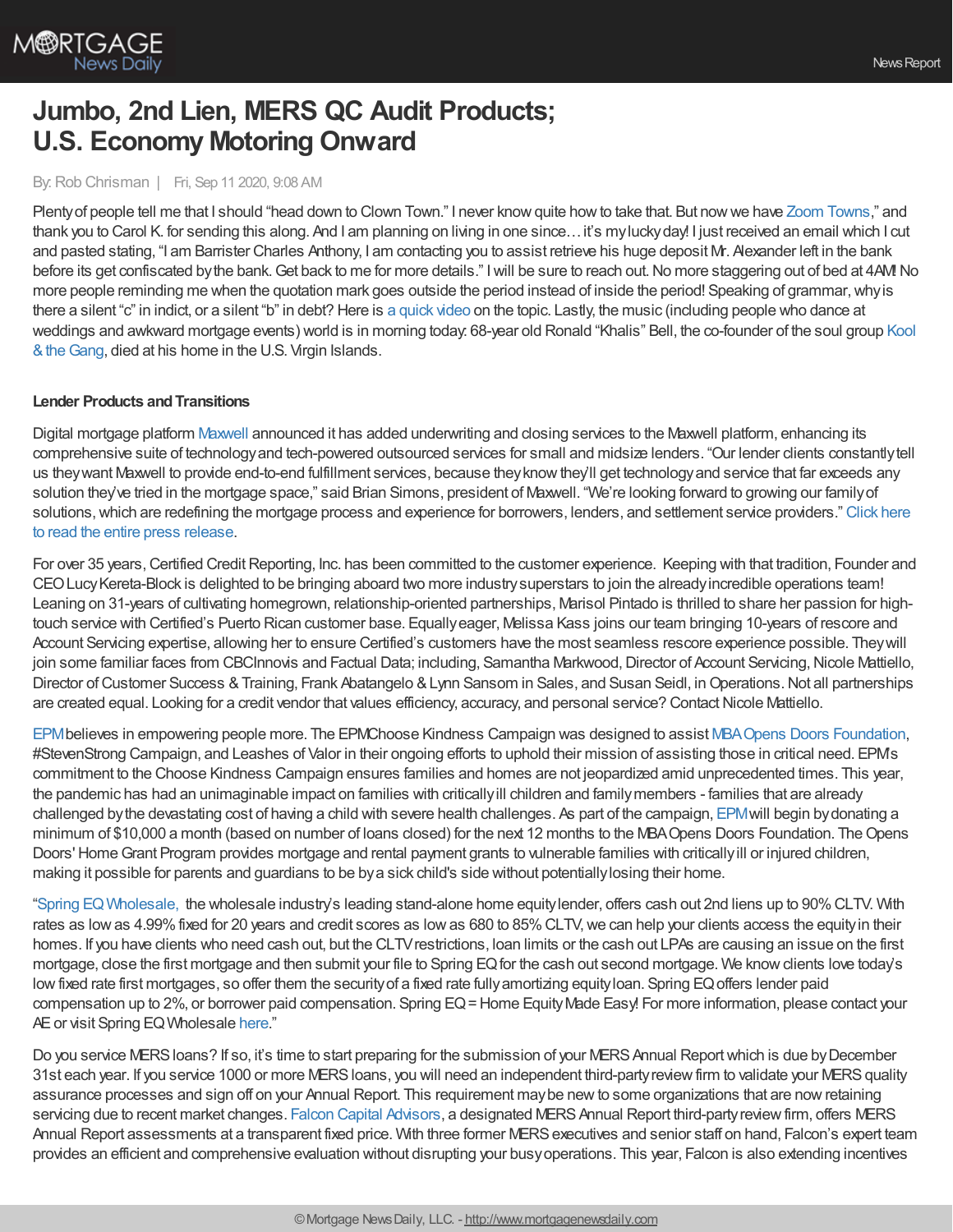# Jumbo, 2nd Lien, MERS QC Audit Products; U.S. Economy Motoring Onward

By: Rob Chrisman | Fri, Sep 11 2020, 9:08 AM

Plenty of people tell me that I should "head down to Clown Town." I never know quite how to take that. But now we have Zoom Towns," and thank you to Carol K. for sending this along. And I am planning on living in one since… it's my lucky day! I just received an email which I cut and pasted stating, "I am Barrister Charles Anthony, I am contacting you to assist retrieve his huge deposit Mr. Alexander left in the bank before its get confiscated by the bank. Get back to me for more details." I will be sure to reach out. No more staggering out of bed at 4AM! No more people reminding me when the quotation mark goes outside the period instead of inside the period! Speaking of grammar, why is there a silent "c" in indict, or a silent "b" in debt? Here is a quick video on the topic. Lastly, the music (including people who dance at weddings and awkward mortgage events) world is in morning today: 68-year old Ronald "Khalis" Bell, the co-founder of the soul group Kool & the Gang, died at his home in the U.S. Virgin Islands.

**Lender Products and Transitions**

Digital mortgage platform Maxwell announced it has added underwriting and closing services to the Maxwell platform, enhancing its comprehensive suite of technology and tech-powered outsourced services for small and midsize lenders. "Our lender clients constantly tell us they want Maxwell to provide end-to-end fulfillment services, because they know they'll get technology and service that far exceeds any solution they've tried in the mortgage space," said Brian Simons, president of Maxwell. "We're looking forward to growing our family of solutions, which are redefining the mortgage process and experience for borrowers, lenders, and settlement service providers." Click here to read the entire press release.

For over 35 years, Certified Credit Reporting, Inc. has been committed to the customer experience. Keeping with that tradition, Founder and CEO Lucy Kereta-Block is delighted to be bringing aboard two more industry superstars to join the already incredible operations team! Leaning on 31-years of cultivating homegrown, relationship-oriented partnerships, Marisol Pintado is thrilled to share her passion for high-touch service with Certified's Puerto Rican customer base. Equally eager, Melissa Kass joins our team bringing 10-years of rescore and Account Servicing expertise, allowing her to ensure Certified's customers have the most seamless rescore experience possible. They will join some familiar faces from CBCInnovis and Factual Data; including, Samantha Markwood, Director of Account Servicing, Nicole Mattiello, Director of Customer Success & Training, Frank Abatangelo & Lynn Sansom in Sales, and Susan Seidl, in Operations. Not all partnerships are created equal. Looking for a credit vendor that values efficiency, accuracy, and personal service? Contact Nicole Mattiello.

EPM believes in empowering people more. The EPM Choose Kindness Campaign was designed to assist MBA Opens Doors Foundation, #StevenStrong Campaign, and Leashes of Valor in their ongoing efforts to uphold their mission of assisting those in critical need. EPM's commitment to the Choose Kindness Campaign ensures families and homes are not jeopardized amid unprecedented times. This year, the pandemic has had an unimaginable impact on families with critically ill children and family members - families that are already challenged by the devastating cost of having a child with severe health challenges. As part of the campaign, EPM will begin by donating a minimum of $10,000 a month (based on number of loans closed) for the next 12 months to the MBA Opens Doors Foundation. The Opens Doors' Home Grant Program provides mortgage and rental payment grants to vulnerable families with critically ill or injured children, making it possible for parents and guardians to be by a sick child's side without potentially losing their home.

"Spring EQ Wholesale, the wholesale industry's leading stand-alone home equity lender, offers cash out 2nd liens up to 90% CLTV. With rates as low as 4.99% fixed for 20 years and credit scores as low as 680 to 85% CLTV, we can help your clients access the equity in their homes. If you have clients who need cash out, but the CLTV restrictions, loan limits or the cash out LPAs are causing an issue on the first mortgage, close the first mortgage and then submit your file to Spring EQ for the cash out second mortgage. We know clients love today's low fixed rate first mortgages, so offer them the security of a fixed rate fully amortizing equity loan. Spring EQ offers lender paid compensation up to 2%, or borrower paid compensation. Spring EQ = Home Equity Made Easy! For more information, please contact your AE or visit Spring EQ Wholesale here."

Do you service MERS loans? If so, it's time to start preparing for the submission of your MERS Annual Report which is due by December 31st each year. If you service 1000 or more MERS loans, you will need an independent third-party review firm to validate your MERS quality assurance processes and sign off on your Annual Report. This requirement may be new to some organizations that are now retaining servicing due to recent market changes. Falcon Capital Advisors, a designated MERS Annual Report third-party review firm, offers MERS Annual Report assessments at a transparent fixed price. With three former MERS executives and senior staff on hand, Falcon's expert team provides an efficient and comprehensive evaluation without disrupting your busy operations. This year, Falcon is also extending incentives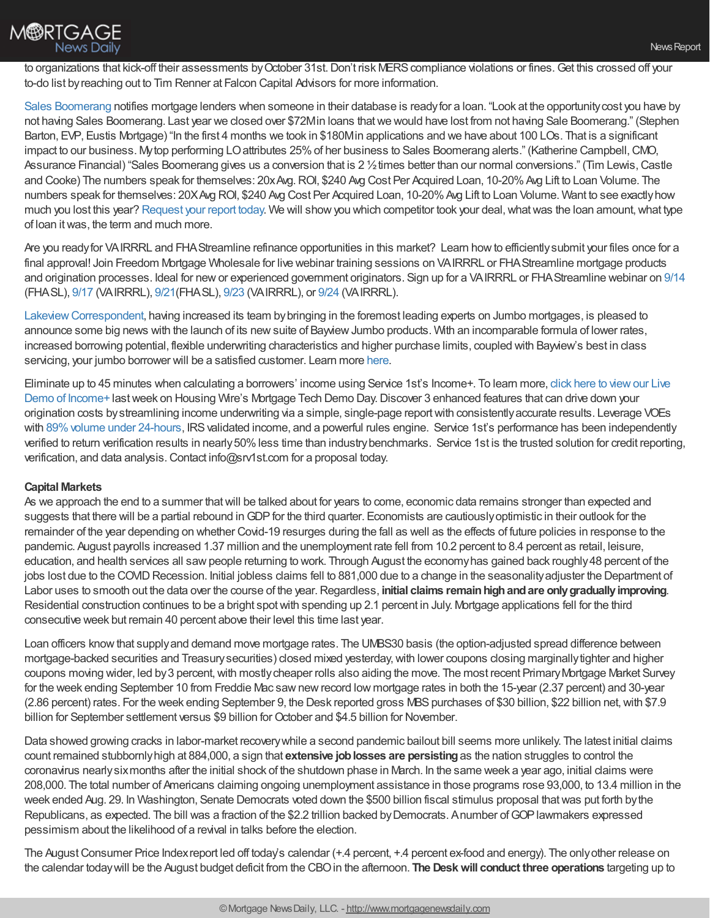to organizations that kick-off their assessments by October 31st. Don't risk MERS compliance violations or fines. Get this crossed off your to-do list by reaching out to Tim Renner at Falcon Capital Advisors for more information.

Sales Boomerang notifies mortgage lenders when someone in their database is ready for a loan. "Look at the opportunity cost you have by not having Sales Boomerang. Last year we closed over $72M in loans that we would have lost from not having Sale Boomerang." (Stephen Barton, EVP, Eustis Mortgage) "In the first 4 months we took in $180M in applications and we have about 100 LOs. That is a significant impact to our business. My top performing LO attributes 25% of her business to Sales Boomerang alerts." (Katherine Campbell, CMO, Assurance Financial) "Sales Boomerang gives us a conversion that is 2 ½ times better than our normal conversions." (Tim Lewis, Castle and Cooke) The numbers speak for themselves: 20x Avg. ROI, $240 Avg Cost Per Acquired Loan, 10-20% Avg Lift to Loan Volume. The numbers speak for themselves: 20X Avg ROI, $240 Avg Cost Per Acquired Loan, 10-20% Avg Lift to Loan Volume. Want to see exactly how much you lost this year? Request your report today. We will show you which competitor took your deal, what was the loan amount, what type of loan it was, the term and much more.

Are you ready for VA IRRRL and FHA Streamline refinance opportunities in this market? Learn how to efficiently submit your files once for a final approval! Join Freedom Mortgage Wholesale for live webinar training sessions on VA IRRRL or FHA Streamline mortgage products and origination processes. Ideal for new or experienced government originators. Sign up for a VA IRRRL or FHA Streamline webinar on 9/14 (FHA SL), 9/17 (VA IRRRL), 9/21(FHA SL), 9/23 (VA IRRRL), or 9/24 (VA IRRRL).

Lakeview Correspondent, having increased its team by bringing in the foremost leading experts on Jumbo mortgages, is pleased to announce some big news with the launch of its new suite of Bayview Jumbo products. With an incomparable formula of lower rates, increased borrowing potential, flexible underwriting characteristics and higher purchase limits, coupled with Bayview's best in class servicing, your jumbo borrower will be a satisfied customer. Learn more here.

Eliminate up to 45 minutes when calculating a borrowers' income using Service 1st's Income+. To learn more, click here to view our Live Demo of Income+ last week on Housing Wire's Mortgage Tech Demo Day. Discover 3 enhanced features that can drive down your origination costs by streamlining income underwriting via a simple, single-page report with consistently accurate results. Leverage VOEs with 89% volume under 24-hours, IRS validated income, and a powerful rules engine. Service 1st's performance has been independently verified to return verification results in nearly 50% less time than industry benchmarks. Service 1st is the trusted solution for credit reporting, verification, and data analysis. Contact info@srv1st.com for a proposal today.

**Capital Markets**

As we approach the end to a summer that will be talked about for years to come, economic data remains stronger than expected and suggests that there will be a partial rebound in GDP for the third quarter. Economists are cautiously optimistic in their outlook for the remainder of the year depending on whether Covid-19 resurges during the fall as well as the effects of future policies in response to the pandemic. August payrolls increased 1.37 million and the unemployment rate fell from 10.2 percent to 8.4 percent as retail, leisure, education, and health services all saw people returning to work. Through August the economy has gained back roughly 48 percent of the jobs lost due to the COVID Recession. Initial jobless claims fell to 881,000 due to a change in the seasonality adjuster the Department of Labor uses to smooth out the data over the course of the year. Regardless, **initial claims remain high and are only gradually improving**. Residential construction continues to be a bright spot with spending up 2.1 percent in July. Mortgage applications fell for the third consecutive week but remain 40 percent above their level this time last year.

Loan officers know that supply and demand move mortgage rates. The UMBS30 basis (the option-adjusted spread difference between mortgage-backed securities and Treasury securities) closed mixed yesterday, with lower coupons closing marginally tighter and higher coupons moving wider, led by 3 percent, with mostly cheaper rolls also aiding the move. The most recent Primary Mortgage Market Survey for the week ending September 10 from Freddie Mac saw new record low mortgage rates in both the 15-year (2.37 percent) and 30-year (2.86 percent) rates. For the week ending September 9, the Desk reported gross MBS purchases of $30 billion, $22 billion net, with $7.9 billion for September settlement versus $9 billion for October and $4.5 billion for November.

Data showed growing cracks in labor-market recovery while a second pandemic bailout bill seems more unlikely. The latest initial claims count remained stubbornly high at 884,000, a sign that **extensive job losses are persisting** as the nation struggles to control the coronavirus nearly six months after the initial shock of the shutdown phase in March. In the same week a year ago, initial claims were 208,000. The total number of Americans claiming ongoing unemployment assistance in those programs rose 93,000, to 13.4 million in the week ended Aug. 29. In Washington, Senate Democrats voted down the $500 billion fiscal stimulus proposal that was put forth by the Republicans, as expected. The bill was a fraction of the $2.2 trillion backed by Democrats. A number of GOP lawmakers expressed pessimism about the likelihood of a revival in talks before the election.

The August Consumer Price Index report led off today's calendar (+.4 percent, +.4 percent ex-food and energy). The only other release on the calendar today will be the August budget deficit from the CBO in the afternoon. **The Desk will conduct three operations** targeting up to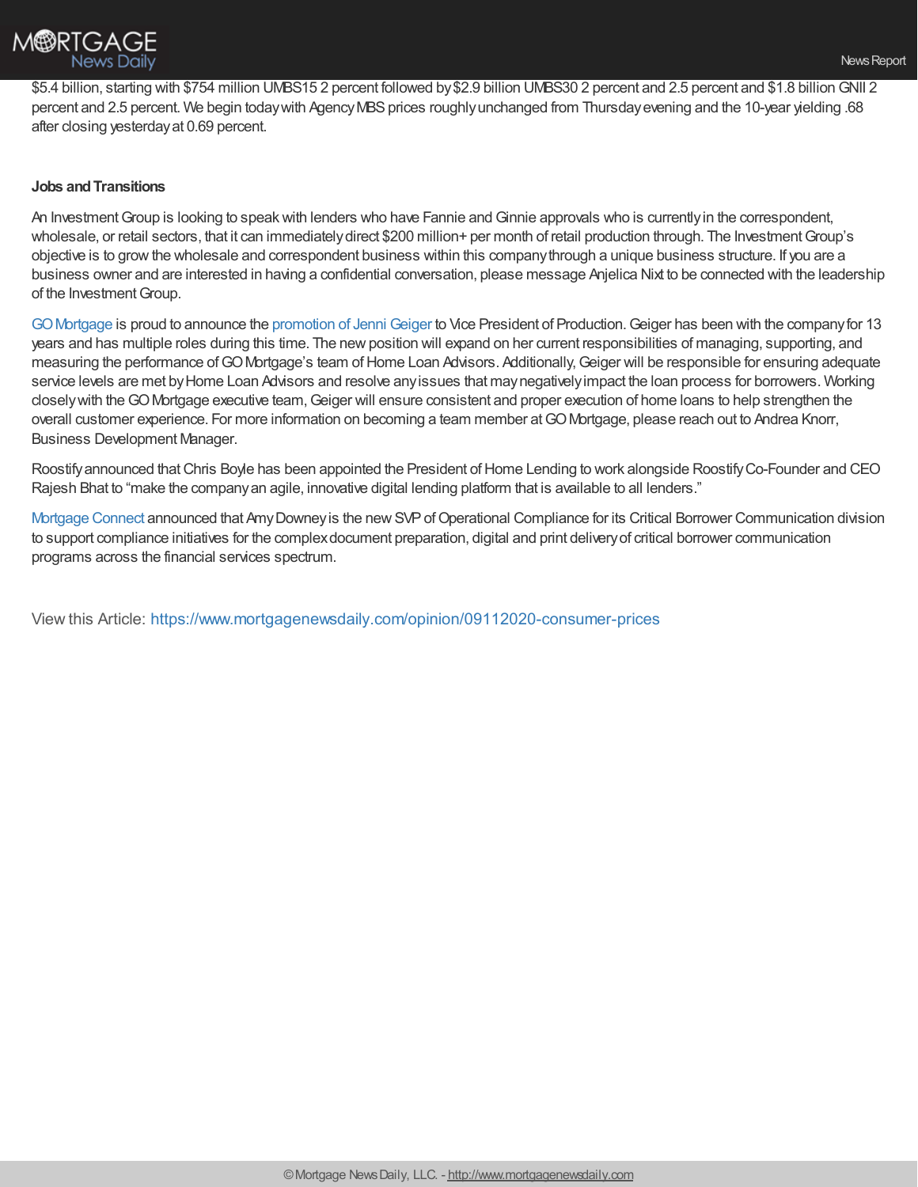$5.4 billion, starting with $754 million UMBS15 2 percent followed by $2.9 billion UMBS30 2 percent and 2.5 percent and $1.8 billion GNII 2 percent and 2.5 percent. We begin today with Agency MBS prices roughly unchanged from Thursday evening and the 10-year yielding .68 after closing yesterday at 0.69 percent.

**Jobs and Transitions**

An Investment Group is looking to speak with lenders who have Fannie and Ginnie approvals who is currently in the correspondent, wholesale, or retail sectors, that it can immediately direct $200 million+ per month of retail production through. The Investment Group's objective is to grow the wholesale and correspondent business within this company through a unique business structure. If you are a business owner and are interested in having a confidential conversation, please message Anjelica Nixt to be connected with the leadership of the Investment Group.

GO Mortgage is proud to announce the promotion of Jenni Geiger to Vice President of Production. Geiger has been with the company for 13 years and has multiple roles during this time. The new position will expand on her current responsibilities of managing, supporting, and measuring the performance of GO Mortgage's team of Home Loan Advisors. Additionally, Geiger will be responsible for ensuring adequate service levels are met by Home Loan Advisors and resolve any issues that may negatively impact the loan process for borrowers. Working closely with the GO Mortgage executive team, Geiger will ensure consistent and proper execution of home loans to help strengthen the overall customer experience. For more information on becoming a team member at GO Mortgage, please reach out to Andrea Knorr, Business Development Manager.

Roostify announced that Chris Boyle has been appointed the President of Home Lending to work alongside Roostify Co-Founder and CEO Rajesh Bhat to "make the company an agile, innovative digital lending platform that is available to all lenders."

Mortgage Connect announced that Amy Downey is the new SVP of Operational Compliance for its Critical Borrower Communication division to support compliance initiatives for the complex document preparation, digital and print delivery of critical borrower communication programs across the financial services spectrum.

View this Article: https://www.mortgagenewsdaily.com/opinion/09112020-consumer-prices